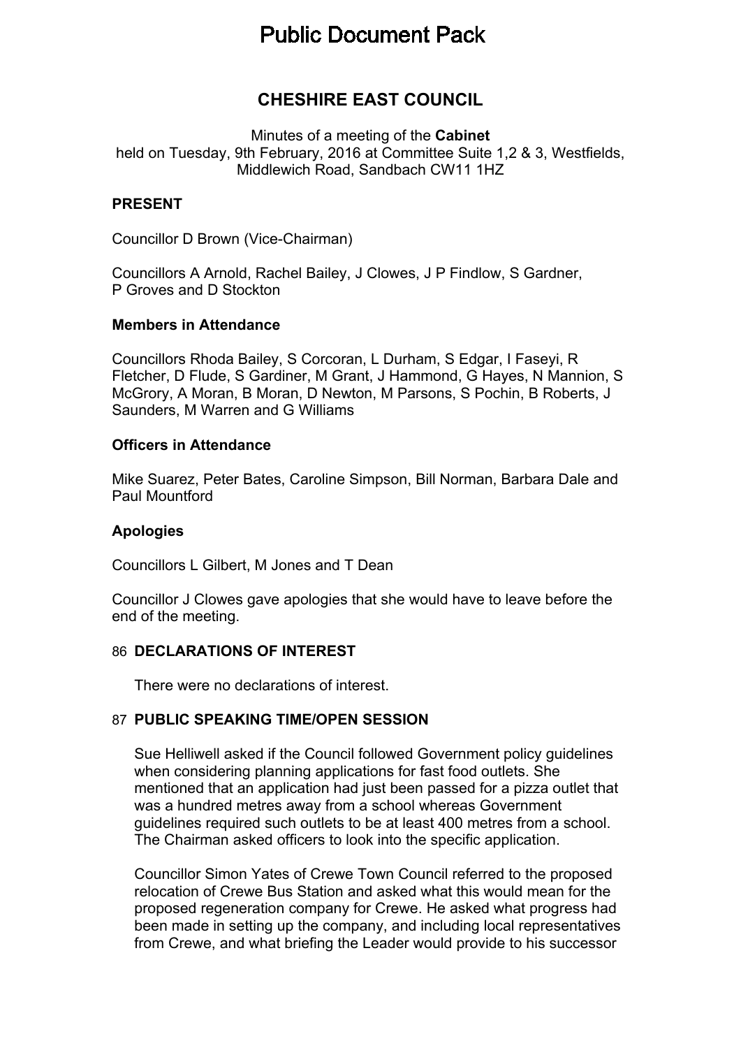# Public Document Pack

## CHESHIRE EAST COUNCIL

Minutes of a meeting of the **Cabinet**
held on Tuesday, 9th February, 2016 at Committee Suite 1,2 & 3, Westfields, Middlewich Road, Sandbach CW11 1HZ

### PRESENT

Councillor D Brown (Vice-Chairman)

Councillors A Arnold, Rachel Bailey, J Clowes, J P Findlow, S Gardner, P Groves and D Stockton

### Members in Attendance

Councillors Rhoda Bailey, S Corcoran, L Durham, S Edgar, I Faseyi, R Fletcher, D Flude, S Gardiner, M Grant, J Hammond, G Hayes, N Mannion, S McGrory, A Moran, B Moran, D Newton, M Parsons, S Pochin, B Roberts, J Saunders, M Warren and G Williams

### Officers in Attendance

Mike Suarez, Peter Bates, Caroline Simpson, Bill Norman, Barbara Dale and Paul Mountford

### Apologies

Councillors L Gilbert, M Jones and T Dean

Councillor J Clowes gave apologies that she would have to leave before the end of the meeting.

### 86 DECLARATIONS OF INTEREST

There were no declarations of interest.

### 87 PUBLIC SPEAKING TIME/OPEN SESSION

Sue Helliwell asked if the Council followed Government policy guidelines when considering planning applications for fast food outlets. She mentioned that an application had just been passed for a pizza outlet that was a hundred metres away from a school whereas Government guidelines required such outlets to be at least 400 metres from a school. The Chairman asked officers to look into the specific application.

Councillor Simon Yates of Crewe Town Council referred to the proposed relocation of Crewe Bus Station and asked what this would mean for the proposed regeneration company for Crewe. He asked what progress had been made in setting up the company, and including local representatives from Crewe, and what briefing the Leader would provide to his successor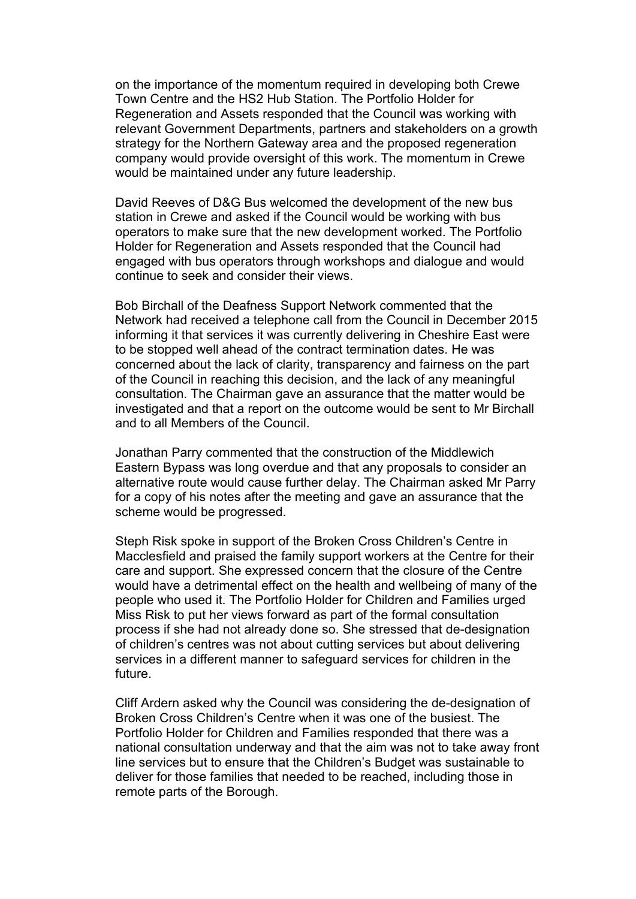on the importance of the momentum required in developing both Crewe Town Centre and the HS2 Hub Station. The Portfolio Holder for Regeneration and Assets responded that the Council was working with relevant Government Departments, partners and stakeholders on a growth strategy for the Northern Gateway area and the proposed regeneration company would provide oversight of this work. The momentum in Crewe would be maintained under any future leadership.

David Reeves of D&G Bus welcomed the development of the new bus station in Crewe and asked if the Council would be working with bus operators to make sure that the new development worked. The Portfolio Holder for Regeneration and Assets responded that the Council had engaged with bus operators through workshops and dialogue and would continue to seek and consider their views.

Bob Birchall of the Deafness Support Network commented that the Network had received a telephone call from the Council in December 2015 informing it that services it was currently delivering in Cheshire East were to be stopped well ahead of the contract termination dates. He was concerned about the lack of clarity, transparency and fairness on the part of the Council in reaching this decision, and the lack of any meaningful consultation. The Chairman gave an assurance that the matter would be investigated and that a report on the outcome would be sent to Mr Birchall and to all Members of the Council.

Jonathan Parry commented that the construction of the Middlewich Eastern Bypass was long overdue and that any proposals to consider an alternative route would cause further delay. The Chairman asked Mr Parry for a copy of his notes after the meeting and gave an assurance that the scheme would be progressed.

Steph Risk spoke in support of the Broken Cross Children's Centre in Macclesfield and praised the family support workers at the Centre for their care and support. She expressed concern that the closure of the Centre would have a detrimental effect on the health and wellbeing of many of the people who used it. The Portfolio Holder for Children and Families urged Miss Risk to put her views forward as part of the formal consultation process if she had not already done so. She stressed that de-designation of children's centres was not about cutting services but about delivering services in a different manner to safeguard services for children in the future.

Cliff Ardern asked why the Council was considering the de-designation of Broken Cross Children's Centre when it was one of the busiest. The Portfolio Holder for Children and Families responded that there was a national consultation underway and that the aim was not to take away front line services but to ensure that the Children's Budget was sustainable to deliver for those families that needed to be reached, including those in remote parts of the Borough.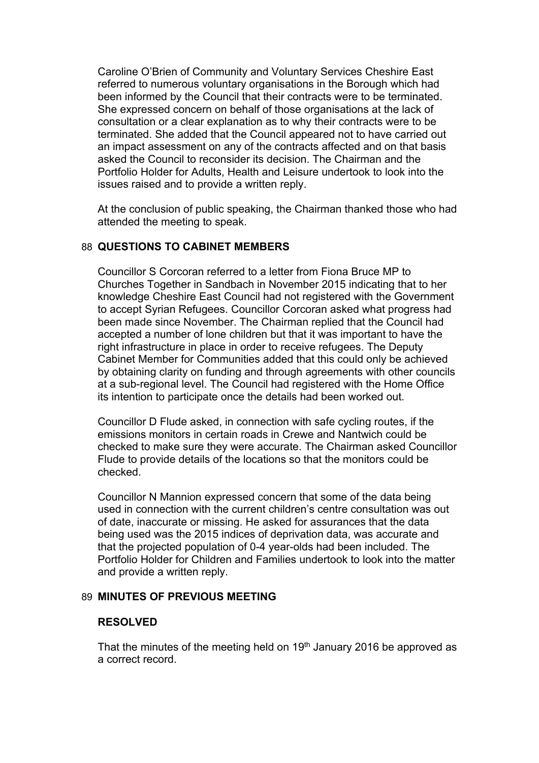Caroline O'Brien of Community and Voluntary Services Cheshire East referred to numerous voluntary organisations in the Borough which had been informed by the Council that their contracts were to be terminated. She expressed concern on behalf of those organisations at the lack of consultation or a clear explanation as to why their contracts were to be terminated. She added that the Council appeared not to have carried out an impact assessment on any of the contracts affected and on that basis asked the Council to reconsider its decision. The Chairman and the Portfolio Holder for Adults, Health and Leisure undertook to look into the issues raised and to provide a written reply.

At the conclusion of public speaking, the Chairman thanked those who had attended the meeting to speak.

## 88 QUESTIONS TO CABINET MEMBERS

Councillor S Corcoran referred to a letter from Fiona Bruce MP to Churches Together in Sandbach in November 2015 indicating that to her knowledge Cheshire East Council had not registered with the Government to accept Syrian Refugees. Councillor Corcoran asked what progress had been made since November. The Chairman replied that the Council had accepted a number of lone children but that it was important to have the right infrastructure in place in order to receive refugees. The Deputy Cabinet Member for Communities added that this could only be achieved by obtaining clarity on funding and through agreements with other councils at a sub-regional level. The Council had registered with the Home Office its intention to participate once the details had been worked out.

Councillor D Flude asked, in connection with safe cycling routes, if the emissions monitors in certain roads in Crewe and Nantwich could be checked to make sure they were accurate. The Chairman asked Councillor Flude to provide details of the locations so that the monitors could be checked.

Councillor N Mannion expressed concern that some of the data being used in connection with the current children's centre consultation was out of date, inaccurate or missing. He asked for assurances that the data being used was the 2015 indices of deprivation data, was accurate and that the projected population of 0-4 year-olds had been included. The Portfolio Holder for Children and Families undertook to look into the matter and provide a written reply.

## 89 MINUTES OF PREVIOUS MEETING

**RESOLVED**

That the minutes of the meeting held on 19th January 2016 be approved as a correct record.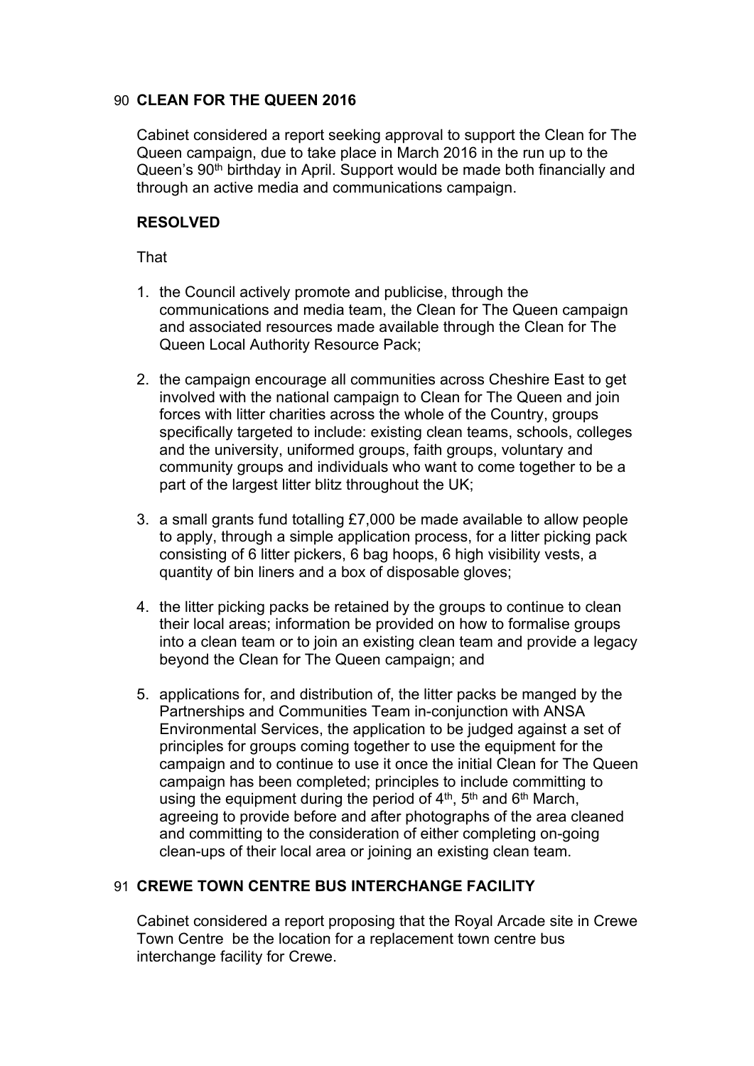## 90 CLEAN FOR THE QUEEN 2016

Cabinet considered a report seeking approval to support the Clean for The Queen campaign, due to take place in March 2016 in the run up to the Queen's 90th birthday in April. Support would be made both financially and through an active media and communications campaign.

**RESOLVED**

That

1. the Council actively promote and publicise, through the communications and media team, the Clean for The Queen campaign and associated resources made available through the Clean for The Queen Local Authority Resource Pack;

2. the campaign encourage all communities across Cheshire East to get involved with the national campaign to Clean for The Queen and join forces with litter charities across the whole of the Country, groups specifically targeted to include: existing clean teams, schools, colleges and the university, uniformed groups, faith groups, voluntary and community groups and individuals who want to come together to be a part of the largest litter blitz throughout the UK;

3. a small grants fund totalling £7,000 be made available to allow people to apply, through a simple application process, for a litter picking pack consisting of 6 litter pickers, 6 bag hoops, 6 high visibility vests, a quantity of bin liners and a box of disposable gloves;

4. the litter picking packs be retained by the groups to continue to clean their local areas; information be provided on how to formalise groups into a clean team or to join an existing clean team and provide a legacy beyond the Clean for The Queen campaign; and

5. applications for, and distribution of, the litter packs be manged by the Partnerships and Communities Team in-conjunction with ANSA Environmental Services, the application to be judged against a set of principles for groups coming together to use the equipment for the campaign and to continue to use it once the initial Clean for The Queen campaign has been completed; principles to include committing to using the equipment during the period of 4th, 5th and 6th March, agreeing to provide before and after photographs of the area cleaned and committing to the consideration of either completing on-going clean-ups of their local area or joining an existing clean team.

## 91 CREWE TOWN CENTRE BUS INTERCHANGE FACILITY

Cabinet considered a report proposing that the Royal Arcade site in Crewe Town Centre be the location for a replacement town centre bus interchange facility for Crewe.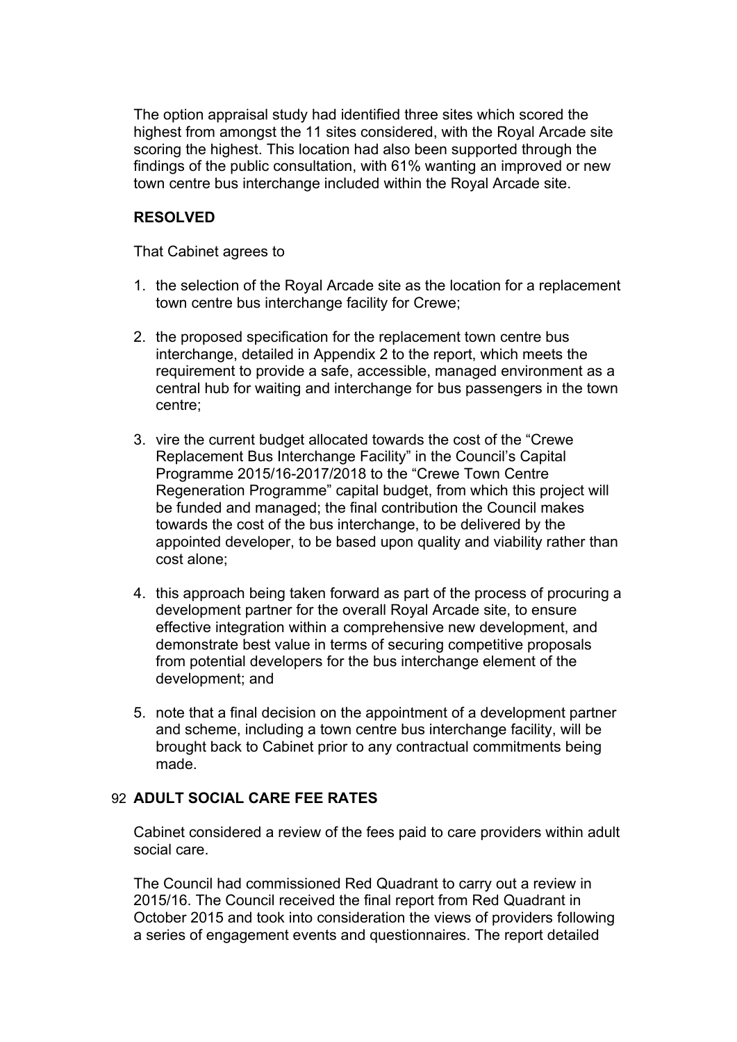The option appraisal study had identified three sites which scored the highest from amongst the 11 sites considered, with the Royal Arcade site scoring the highest. This location had also been supported through the findings of the public consultation, with 61% wanting an improved or new town centre bus interchange included within the Royal Arcade site.

**RESOLVED**

That Cabinet agrees to

1. the selection of the Royal Arcade site as the location for a replacement town centre bus interchange facility for Crewe;

2. the proposed specification for the replacement town centre bus interchange, detailed in Appendix 2 to the report, which meets the requirement to provide a safe, accessible, managed environment as a central hub for waiting and interchange for bus passengers in the town centre;

3. vire the current budget allocated towards the cost of the "Crewe Replacement Bus Interchange Facility" in the Council's Capital Programme 2015/16-2017/2018 to the "Crewe Town Centre Regeneration Programme" capital budget, from which this project will be funded and managed; the final contribution the Council makes towards the cost of the bus interchange, to be delivered by the appointed developer, to be based upon quality and viability rather than cost alone;

4. this approach being taken forward as part of the process of procuring a development partner for the overall Royal Arcade site, to ensure effective integration within a comprehensive new development, and demonstrate best value in terms of securing competitive proposals from potential developers for the bus interchange element of the development; and

5. note that a final decision on the appointment of a development partner and scheme, including a town centre bus interchange facility, will be brought back to Cabinet prior to any contractual commitments being made.

## 92 ADULT SOCIAL CARE FEE RATES

Cabinet considered a review of the fees paid to care providers within adult social care.

The Council had commissioned Red Quadrant to carry out a review in 2015/16. The Council received the final report from Red Quadrant in October 2015 and took into consideration the views of providers following a series of engagement events and questionnaires. The report detailed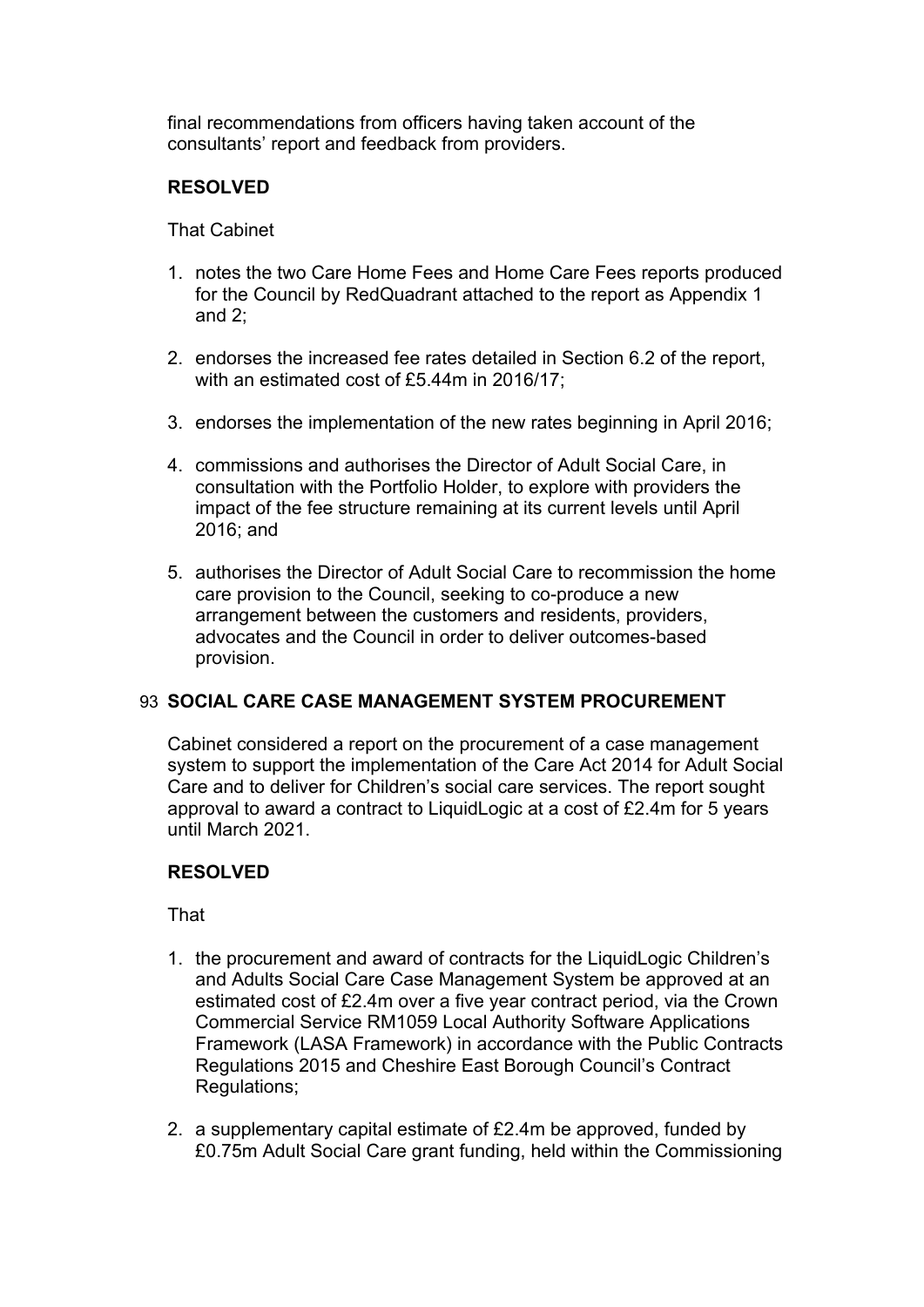final recommendations from officers having taken account of the consultants' report and feedback from providers.

**RESOLVED**

That Cabinet

1. notes the two Care Home Fees and Home Care Fees reports produced for the Council by RedQuadrant attached to the report as Appendix 1 and 2;
2. endorses the increased fee rates detailed in Section 6.2 of the report, with an estimated cost of £5.44m in 2016/17;
3. endorses the implementation of the new rates beginning in April 2016;
4. commissions and authorises the Director of Adult Social Care, in consultation with the Portfolio Holder, to explore with providers the impact of the fee structure remaining at its current levels until April 2016; and
5. authorises the Director of Adult Social Care to recommission the home care provision to the Council, seeking to co-produce a new arrangement between the customers and residents, providers, advocates and the Council in order to deliver outcomes-based provision.

## 93 SOCIAL CARE CASE MANAGEMENT SYSTEM PROCUREMENT

Cabinet considered a report on the procurement of a case management system to support the implementation of the Care Act 2014 for Adult Social Care and to deliver for Children's social care services. The report sought approval to award a contract to LiquidLogic at a cost of £2.4m for 5 years until March 2021.

**RESOLVED**

That

1. the procurement and award of contracts for the LiquidLogic Children's and Adults Social Care Case Management System be approved at an estimated cost of £2.4m over a five year contract period, via the Crown Commercial Service RM1059 Local Authority Software Applications Framework (LASA Framework) in accordance with the Public Contracts Regulations 2015 and Cheshire East Borough Council's Contract Regulations;
2. a supplementary capital estimate of £2.4m be approved, funded by £0.75m Adult Social Care grant funding, held within the Commissioning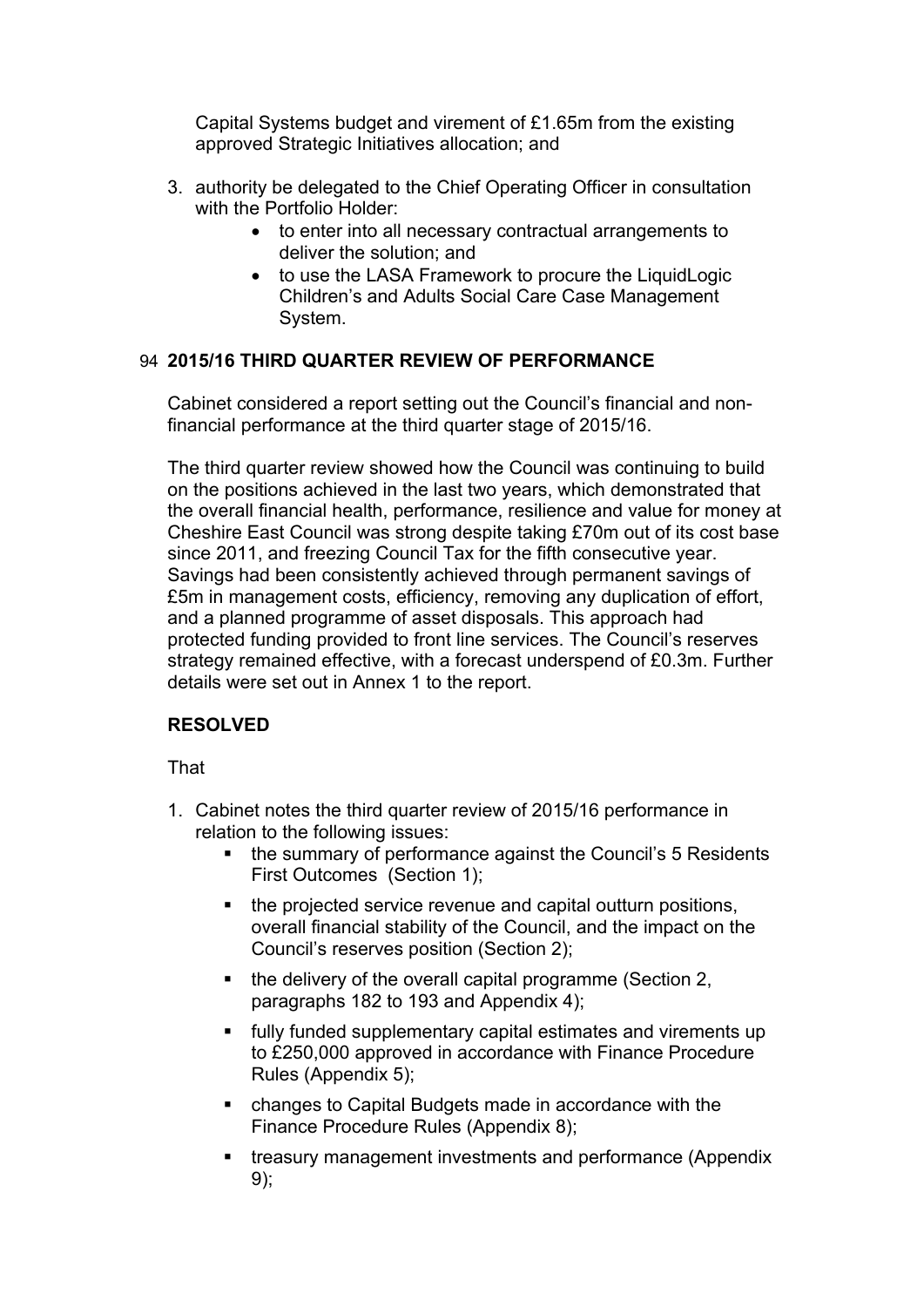Capital Systems budget and virement of £1.65m from the existing approved Strategic Initiatives allocation; and

3. authority be delegated to the Chief Operating Officer in consultation with the Portfolio Holder:
   - to enter into all necessary contractual arrangements to deliver the solution; and
   - to use the LASA Framework to procure the LiquidLogic Children's and Adults Social Care Case Management System.

## 94 2015/16 THIRD QUARTER REVIEW OF PERFORMANCE

Cabinet considered a report setting out the Council's financial and non-financial performance at the third quarter stage of 2015/16.

The third quarter review showed how the Council was continuing to build on the positions achieved in the last two years, which demonstrated that the overall financial health, performance, resilience and value for money at Cheshire East Council was strong despite taking £70m out of its cost base since 2011, and freezing Council Tax for the fifth consecutive year. Savings had been consistently achieved through permanent savings of £5m in management costs, efficiency, removing any duplication of effort, and a planned programme of asset disposals. This approach had protected funding provided to front line services. The Council's reserves strategy remained effective, with a forecast underspend of £0.3m. Further details were set out in Annex 1 to the report.

**RESOLVED**

That

1. Cabinet notes the third quarter review of 2015/16 performance in relation to the following issues:
   - the summary of performance against the Council's 5 Residents First Outcomes (Section 1);
   - the projected service revenue and capital outturn positions, overall financial stability of the Council, and the impact on the Council's reserves position (Section 2);
   - the delivery of the overall capital programme (Section 2, paragraphs 182 to 193 and Appendix 4);
   - fully funded supplementary capital estimates and virements up to £250,000 approved in accordance with Finance Procedure Rules (Appendix 5);
   - changes to Capital Budgets made in accordance with the Finance Procedure Rules (Appendix 8);
   - treasury management investments and performance (Appendix 9);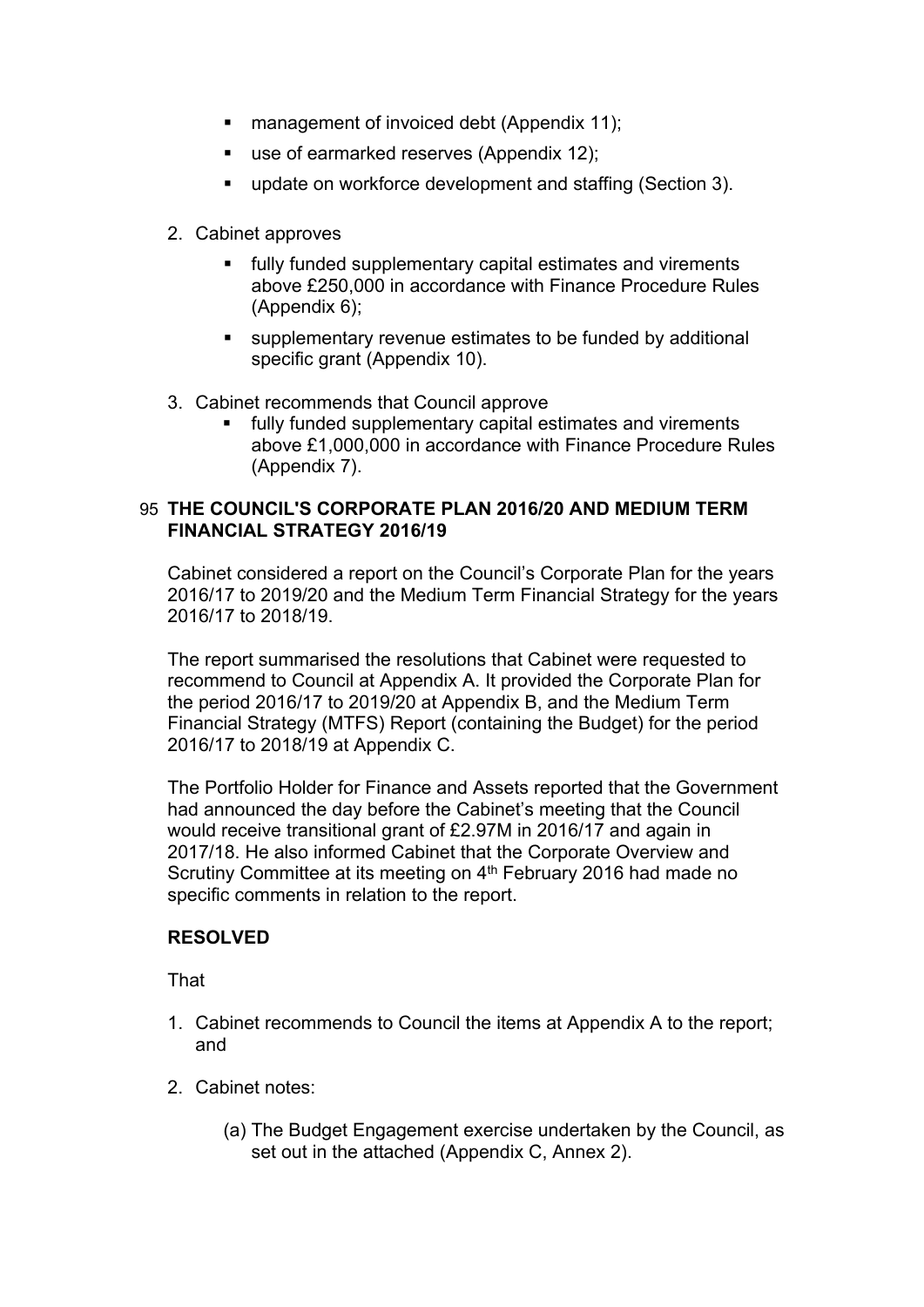- management of invoiced debt (Appendix 11);
- use of earmarked reserves (Appendix 12);
- update on workforce development and staffing (Section 3).

2. Cabinet approves
   - fully funded supplementary capital estimates and virements above £250,000 in accordance with Finance Procedure Rules (Appendix 6);
   - supplementary revenue estimates to be funded by additional specific grant (Appendix 10).

3. Cabinet recommends that Council approve
   - fully funded supplementary capital estimates and virements above £1,000,000 in accordance with Finance Procedure Rules (Appendix 7).

## 95 THE COUNCIL'S CORPORATE PLAN 2016/20 AND MEDIUM TERM FINANCIAL STRATEGY 2016/19

Cabinet considered a report on the Council's Corporate Plan for the years 2016/17 to 2019/20 and the Medium Term Financial Strategy for the years 2016/17 to 2018/19.

The report summarised the resolutions that Cabinet were requested to recommend to Council at Appendix A. It provided the Corporate Plan for the period 2016/17 to 2019/20 at Appendix B, and the Medium Term Financial Strategy (MTFS) Report (containing the Budget) for the period 2016/17 to 2018/19 at Appendix C.

The Portfolio Holder for Finance and Assets reported that the Government had announced the day before the Cabinet's meeting that the Council would receive transitional grant of £2.97M in 2016/17 and again in 2017/18. He also informed Cabinet that the Corporate Overview and Scrutiny Committee at its meeting on 4th February 2016 had made no specific comments in relation to the report.

**RESOLVED**

That

1. Cabinet recommends to Council the items at Appendix A to the report; and

2. Cabinet notes:

   (a) The Budget Engagement exercise undertaken by the Council, as set out in the attached (Appendix C, Annex 2).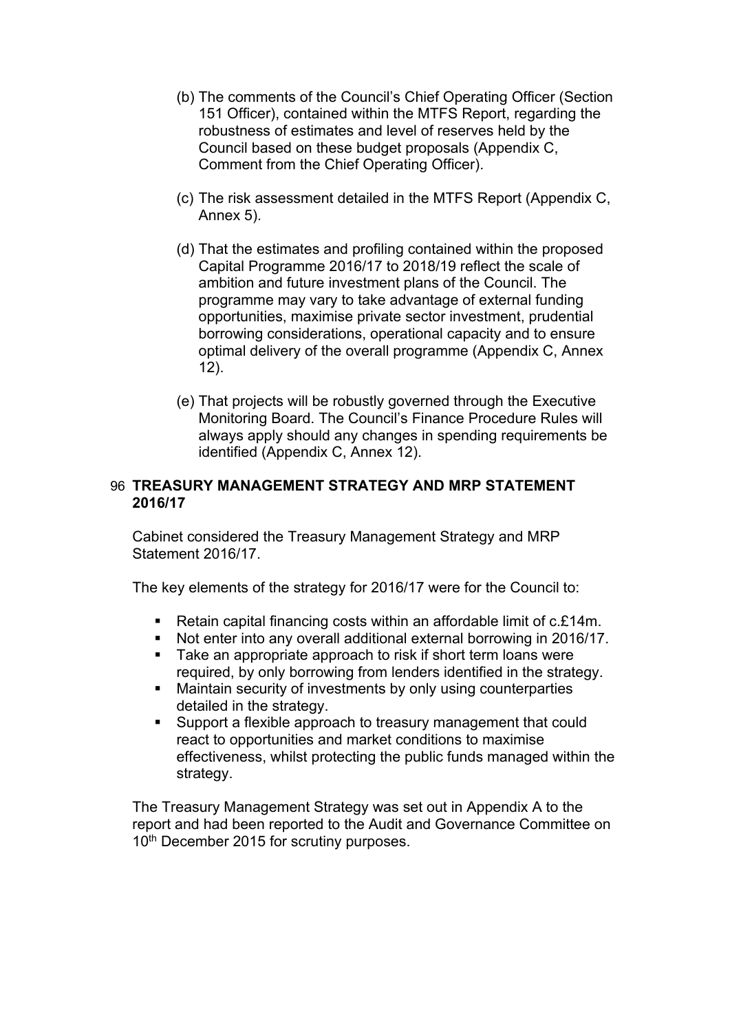(b) The comments of the Council's Chief Operating Officer (Section 151 Officer), contained within the MTFS Report, regarding the robustness of estimates and level of reserves held by the Council based on these budget proposals (Appendix C, Comment from the Chief Operating Officer).

(c) The risk assessment detailed in the MTFS Report (Appendix C, Annex 5).

(d) That the estimates and profiling contained within the proposed Capital Programme 2016/17 to 2018/19 reflect the scale of ambition and future investment plans of the Council. The programme may vary to take advantage of external funding opportunities, maximise private sector investment, prudential borrowing considerations, operational capacity and to ensure optimal delivery of the overall programme (Appendix C, Annex 12).

(e) That projects will be robustly governed through the Executive Monitoring Board. The Council's Finance Procedure Rules will always apply should any changes in spending requirements be identified (Appendix C, Annex 12).

## 96 TREASURY MANAGEMENT STRATEGY AND MRP STATEMENT 2016/17

Cabinet considered the Treasury Management Strategy and MRP Statement 2016/17.

The key elements of the strategy for 2016/17 were for the Council to:

- Retain capital financing costs within an affordable limit of c.£14m.
- Not enter into any overall additional external borrowing in 2016/17.
- Take an appropriate approach to risk if short term loans were required, by only borrowing from lenders identified in the strategy.
- Maintain security of investments by only using counterparties detailed in the strategy.
- Support a flexible approach to treasury management that could react to opportunities and market conditions to maximise effectiveness, whilst protecting the public funds managed within the strategy.

The Treasury Management Strategy was set out in Appendix A to the report and had been reported to the Audit and Governance Committee on 10th December 2015 for scrutiny purposes.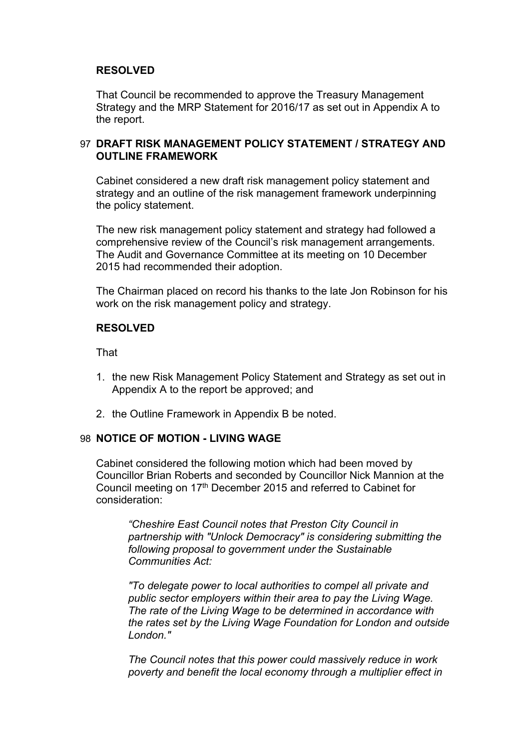**RESOLVED**

That Council be recommended to approve the Treasury Management Strategy and the MRP Statement for 2016/17 as set out in Appendix A to the report.

## 97 DRAFT RISK MANAGEMENT POLICY STATEMENT / STRATEGY AND OUTLINE FRAMEWORK

Cabinet considered a new draft risk management policy statement and strategy and an outline of the risk management framework underpinning the policy statement.

The new risk management policy statement and strategy had followed a comprehensive review of the Council's risk management arrangements. The Audit and Governance Committee at its meeting on 10 December 2015 had recommended their adoption.

The Chairman placed on record his thanks to the late Jon Robinson for his work on the risk management policy and strategy.

**RESOLVED**

That

1. the new Risk Management Policy Statement and Strategy as set out in Appendix A to the report be approved; and

2. the Outline Framework in Appendix B be noted.

## 98 NOTICE OF MOTION - LIVING WAGE

Cabinet considered the following motion which had been moved by Councillor Brian Roberts and seconded by Councillor Nick Mannion at the Council meeting on 17th December 2015 and referred to Cabinet for consideration:

> *"Cheshire East Council notes that Preston City Council in partnership with "Unlock Democracy" is considering submitting the following proposal to government under the Sustainable Communities Act:*
>
> *"To delegate power to local authorities to compel all private and public sector employers within their area to pay the Living Wage. The rate of the Living Wage to be determined in accordance with the rates set by the Living Wage Foundation for London and outside London."*
>
> *The Council notes that this power could massively reduce in work poverty and benefit the local economy through a multiplier effect in*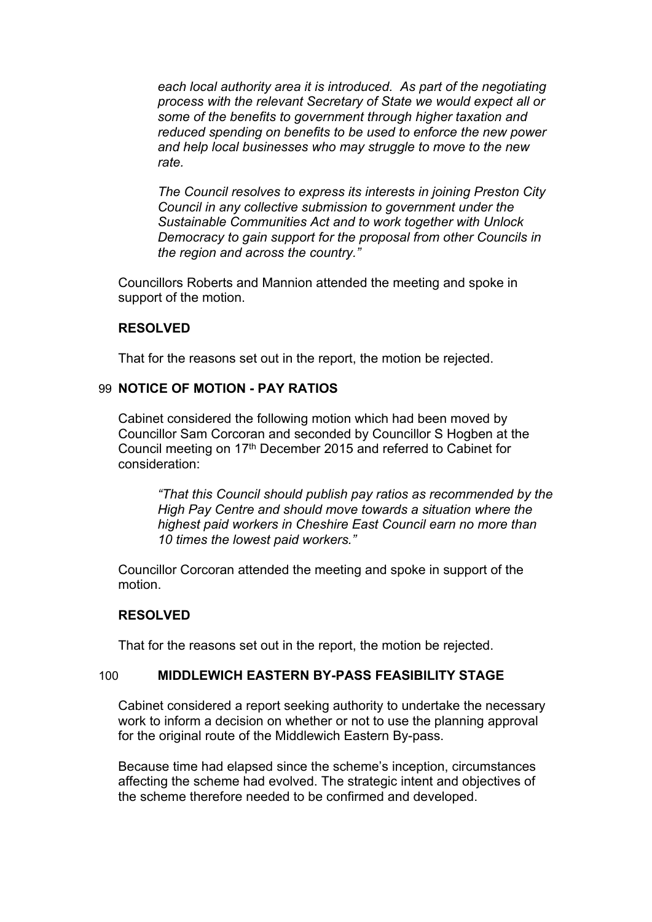*each local authority area it is introduced. As part of the negotiating process with the relevant Secretary of State we would expect all or some of the benefits to government through higher taxation and reduced spending on benefits to be used to enforce the new power and help local businesses who may struggle to move to the new rate.*

*The Council resolves to express its interests in joining Preston City Council in any collective submission to government under the Sustainable Communities Act and to work together with Unlock Democracy to gain support for the proposal from other Councils in the region and across the country."*

Councillors Roberts and Mannion attended the meeting and spoke in support of the motion.

**RESOLVED**

That for the reasons set out in the report, the motion be rejected.

### 99 NOTICE OF MOTION - PAY RATIOS

Cabinet considered the following motion which had been moved by Councillor Sam Corcoran and seconded by Councillor S Hogben at the Council meeting on 17th December 2015 and referred to Cabinet for consideration:

*"That this Council should publish pay ratios as recommended by the High Pay Centre and should move towards a situation where the highest paid workers in Cheshire East Council earn no more than 10 times the lowest paid workers."*

Councillor Corcoran attended the meeting and spoke in support of the motion.

**RESOLVED**

That for the reasons set out in the report, the motion be rejected.

### 100 MIDDLEWICH EASTERN BY-PASS FEASIBILITY STAGE

Cabinet considered a report seeking authority to undertake the necessary work to inform a decision on whether or not to use the planning approval for the original route of the Middlewich Eastern By-pass.

Because time had elapsed since the scheme's inception, circumstances affecting the scheme had evolved. The strategic intent and objectives of the scheme therefore needed to be confirmed and developed.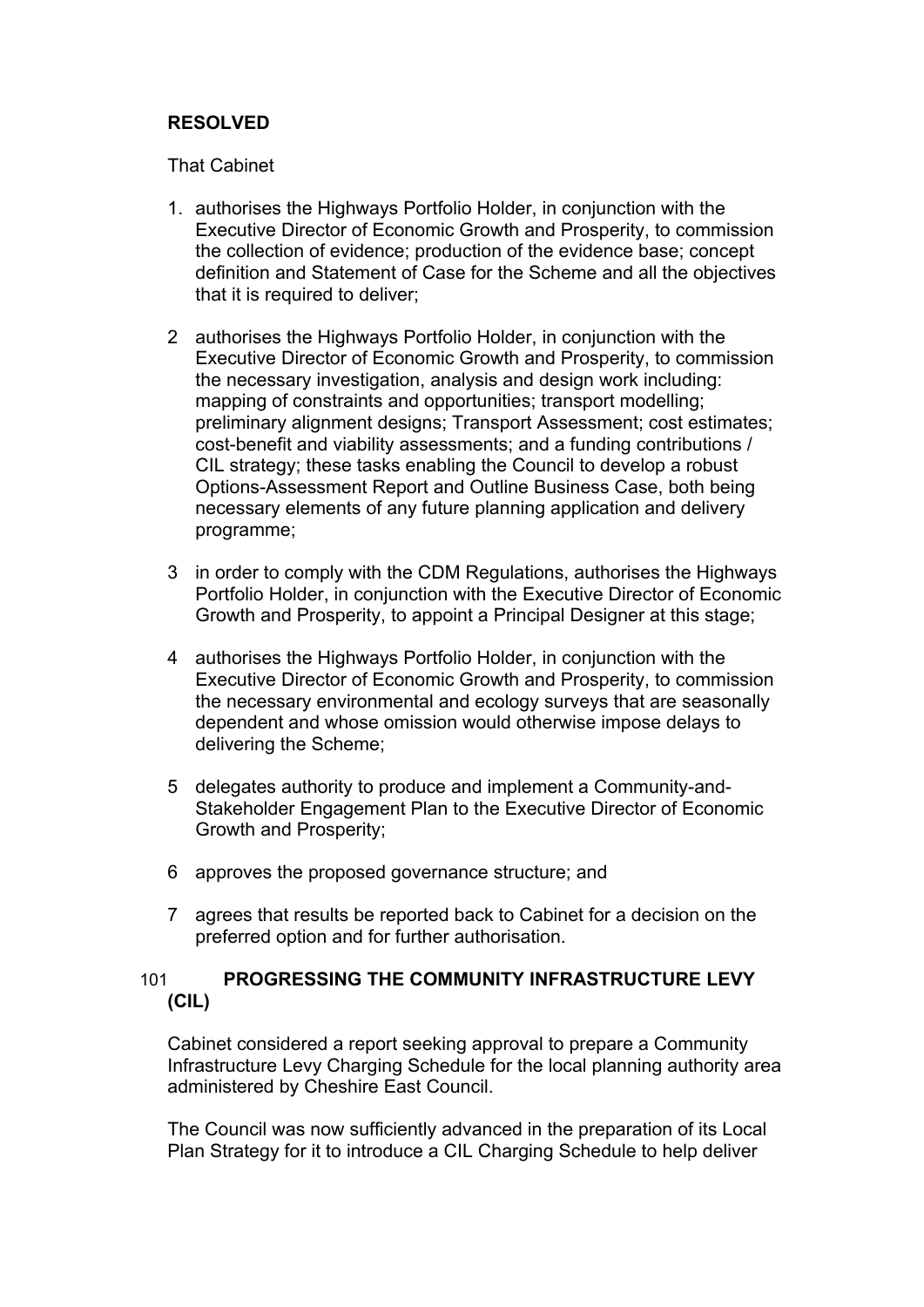**RESOLVED**

That Cabinet

1. authorises the Highways Portfolio Holder, in conjunction with the Executive Director of Economic Growth and Prosperity, to commission the collection of evidence; production of the evidence base; concept definition and Statement of Case for the Scheme and all the objectives that it is required to deliver;

2. authorises the Highways Portfolio Holder, in conjunction with the Executive Director of Economic Growth and Prosperity, to commission the necessary investigation, analysis and design work including: mapping of constraints and opportunities; transport modelling; preliminary alignment designs; Transport Assessment; cost estimates; cost-benefit and viability assessments; and a funding contributions / CIL strategy; these tasks enabling the Council to develop a robust Options-Assessment Report and Outline Business Case, both being necessary elements of any future planning application and delivery programme;

3. in order to comply with the CDM Regulations, authorises the Highways Portfolio Holder, in conjunction with the Executive Director of Economic Growth and Prosperity, to appoint a Principal Designer at this stage;

4. authorises the Highways Portfolio Holder, in conjunction with the Executive Director of Economic Growth and Prosperity, to commission the necessary environmental and ecology surveys that are seasonally dependent and whose omission would otherwise impose delays to delivering the Scheme;

5. delegates authority to produce and implement a Community-and-Stakeholder Engagement Plan to the Executive Director of Economic Growth and Prosperity;

6. approves the proposed governance structure; and

7. agrees that results be reported back to Cabinet for a decision on the preferred option and for further authorisation.

## 101 PROGRESSING THE COMMUNITY INFRASTRUCTURE LEVY (CIL)

Cabinet considered a report seeking approval to prepare a Community Infrastructure Levy Charging Schedule for the local planning authority area administered by Cheshire East Council.

The Council was now sufficiently advanced in the preparation of its Local Plan Strategy for it to introduce a CIL Charging Schedule to help deliver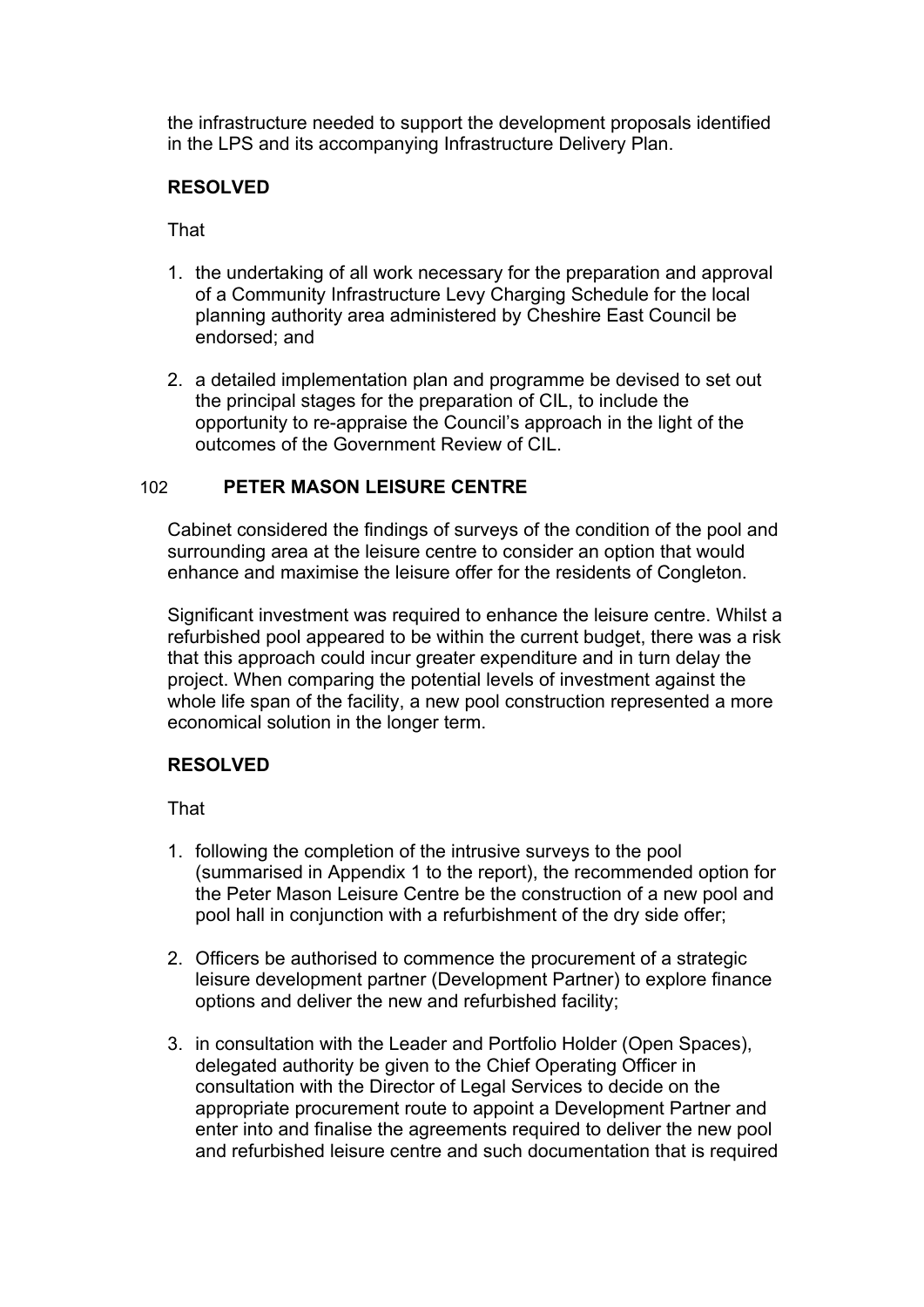the infrastructure needed to support the development proposals identified in the LPS and its accompanying Infrastructure Delivery Plan.

**RESOLVED**

That

1. the undertaking of all work necessary for the preparation and approval of a Community Infrastructure Levy Charging Schedule for the local planning authority area administered by Cheshire East Council be endorsed; and

2. a detailed implementation plan and programme be devised to set out the principal stages for the preparation of CIL, to include the opportunity to re-appraise the Council's approach in the light of the outcomes of the Government Review of CIL.

## 102 PETER MASON LEISURE CENTRE

Cabinet considered the findings of surveys of the condition of the pool and surrounding area at the leisure centre to consider an option that would enhance and maximise the leisure offer for the residents of Congleton.

Significant investment was required to enhance the leisure centre. Whilst a refurbished pool appeared to be within the current budget, there was a risk that this approach could incur greater expenditure and in turn delay the project. When comparing the potential levels of investment against the whole life span of the facility, a new pool construction represented a more economical solution in the longer term.

**RESOLVED**

That

1. following the completion of the intrusive surveys to the pool (summarised in Appendix 1 to the report), the recommended option for the Peter Mason Leisure Centre be the construction of a new pool and pool hall in conjunction with a refurbishment of the dry side offer;

2. Officers be authorised to commence the procurement of a strategic leisure development partner (Development Partner) to explore finance options and deliver the new and refurbished facility;

3. in consultation with the Leader and Portfolio Holder (Open Spaces), delegated authority be given to the Chief Operating Officer in consultation with the Director of Legal Services to decide on the appropriate procurement route to appoint a Development Partner and enter into and finalise the agreements required to deliver the new pool and refurbished leisure centre and such documentation that is required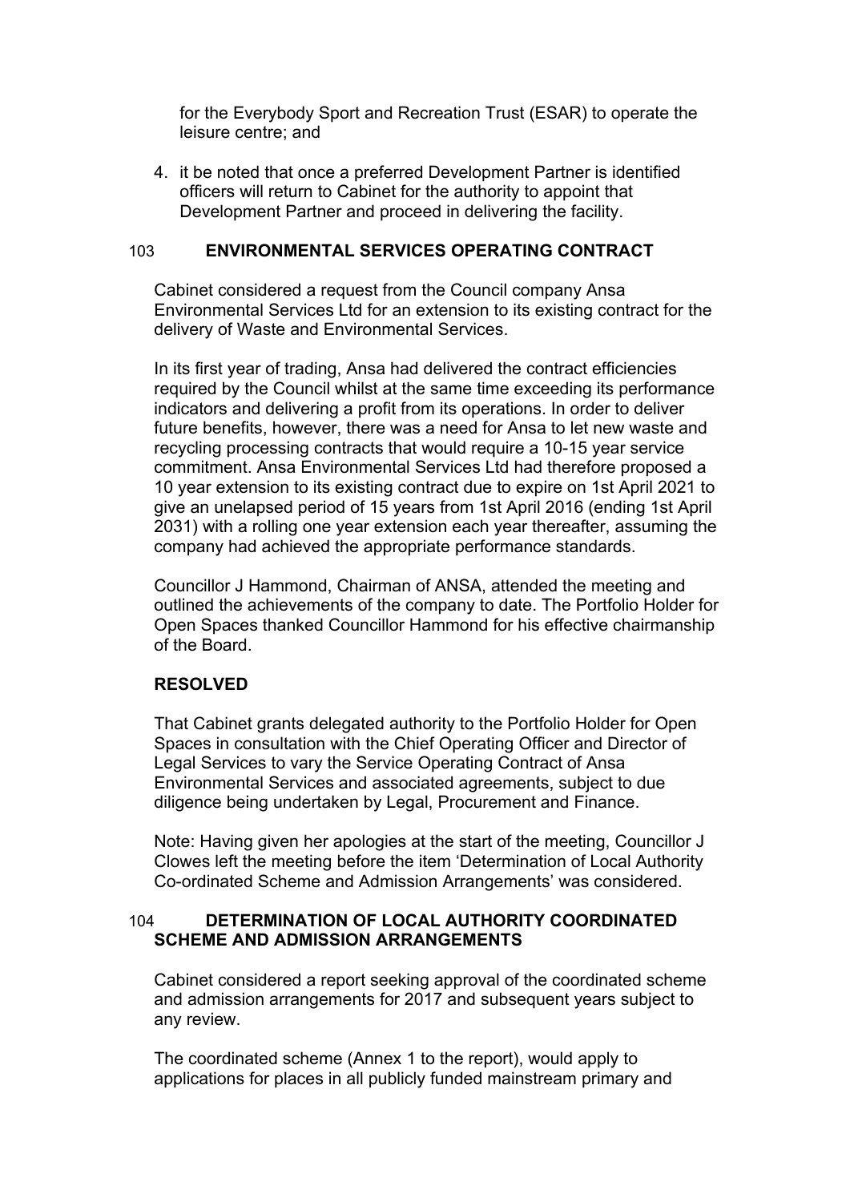for the Everybody Sport and Recreation Trust (ESAR) to operate the leisure centre; and

4. it be noted that once a preferred Development Partner is identified officers will return to Cabinet for the authority to appoint that Development Partner and proceed in delivering the facility.

## 103 ENVIRONMENTAL SERVICES OPERATING CONTRACT

Cabinet considered a request from the Council company Ansa Environmental Services Ltd for an extension to its existing contract for the delivery of Waste and Environmental Services.

In its first year of trading, Ansa had delivered the contract efficiencies required by the Council whilst at the same time exceeding its performance indicators and delivering a profit from its operations. In order to deliver future benefits, however, there was a need for Ansa to let new waste and recycling processing contracts that would require a 10-15 year service commitment. Ansa Environmental Services Ltd had therefore proposed a 10 year extension to its existing contract due to expire on 1st April 2021 to give an unelapsed period of 15 years from 1st April 2016 (ending 1st April 2031) with a rolling one year extension each year thereafter, assuming the company had achieved the appropriate performance standards.

Councillor J Hammond, Chairman of ANSA, attended the meeting and outlined the achievements of the company to date. The Portfolio Holder for Open Spaces thanked Councillor Hammond for his effective chairmanship of the Board.

**RESOLVED**

That Cabinet grants delegated authority to the Portfolio Holder for Open Spaces in consultation with the Chief Operating Officer and Director of Legal Services to vary the Service Operating Contract of Ansa Environmental Services and associated agreements, subject to due diligence being undertaken by Legal, Procurement and Finance.

Note: Having given her apologies at the start of the meeting, Councillor J Clowes left the meeting before the item 'Determination of Local Authority Co-ordinated Scheme and Admission Arrangements' was considered.

## 104 DETERMINATION OF LOCAL AUTHORITY COORDINATED SCHEME AND ADMISSION ARRANGEMENTS

Cabinet considered a report seeking approval of the coordinated scheme and admission arrangements for 2017 and subsequent years subject to any review.

The coordinated scheme (Annex 1 to the report), would apply to applications for places in all publicly funded mainstream primary and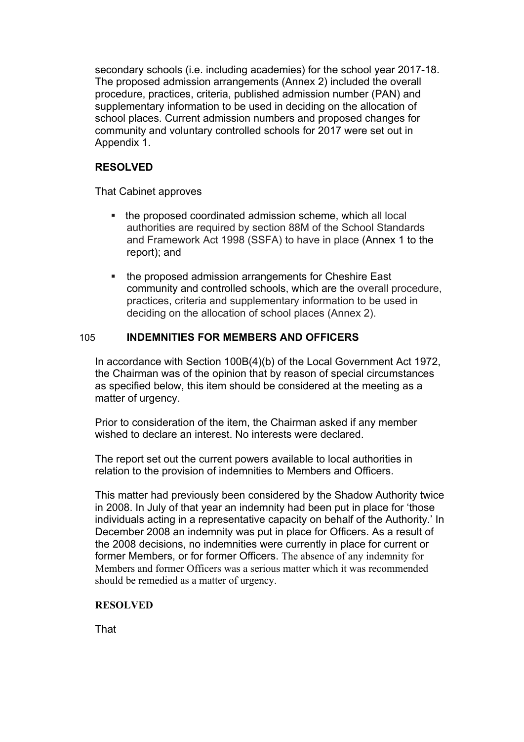secondary schools (i.e. including academies) for the school year 2017-18. The proposed admission arrangements (Annex 2) included the overall procedure, practices, criteria, published admission number (PAN) and supplementary information to be used in deciding on the allocation of school places. Current admission numbers and proposed changes for community and voluntary controlled schools for 2017 were set out in Appendix 1.

**RESOLVED**

That Cabinet approves

- the proposed coordinated admission scheme, which all local authorities are required by section 88M of the School Standards and Framework Act 1998 (SSFA) to have in place (Annex 1 to the report); and
- the proposed admission arrangements for Cheshire East community and controlled schools, which are the overall procedure, practices, criteria and supplementary information to be used in deciding on the allocation of school places (Annex 2).

## 105 INDEMNITIES FOR MEMBERS AND OFFICERS

In accordance with Section 100B(4)(b) of the Local Government Act 1972, the Chairman was of the opinion that by reason of special circumstances as specified below, this item should be considered at the meeting as a matter of urgency.

Prior to consideration of the item, the Chairman asked if any member wished to declare an interest. No interests were declared.

The report set out the current powers available to local authorities in relation to the provision of indemnities to Members and Officers.

This matter had previously been considered by the Shadow Authority twice in 2008. In July of that year an indemnity had been put in place for 'those individuals acting in a representative capacity on behalf of the Authority.' In December 2008 an indemnity was put in place for Officers. As a result of the 2008 decisions, no indemnities were currently in place for current or former Members, or for former Officers. The absence of any indemnity for Members and former Officers was a serious matter which it was recommended should be remedied as a matter of urgency.

**RESOLVED**

That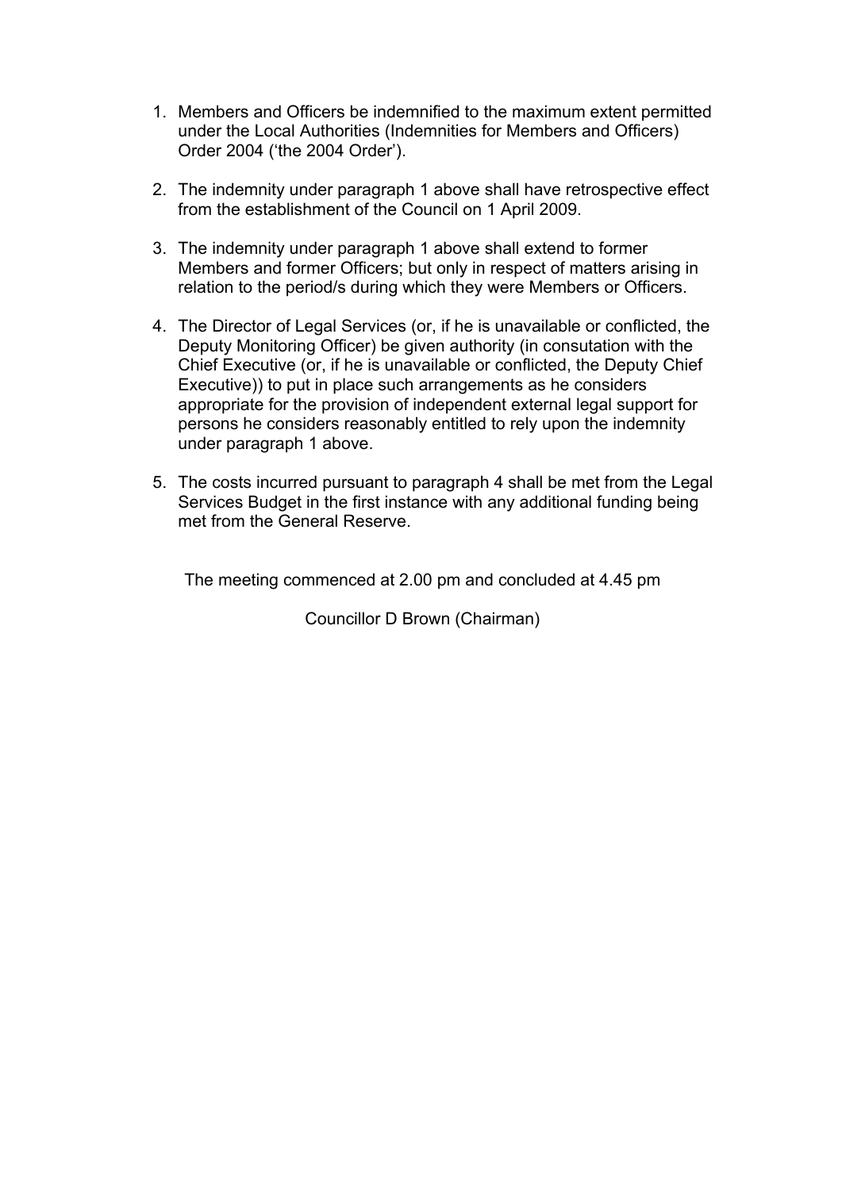1. Members and Officers be indemnified to the maximum extent permitted under the Local Authorities (Indemnities for Members and Officers) Order 2004 ('the 2004 Order').

2. The indemnity under paragraph 1 above shall have retrospective effect from the establishment of the Council on 1 April 2009.

3. The indemnity under paragraph 1 above shall extend to former Members and former Officers; but only in respect of matters arising in relation to the period/s during which they were Members or Officers.

4. The Director of Legal Services (or, if he is unavailable or conflicted, the Deputy Monitoring Officer) be given authority (in consutation with the Chief Executive (or, if he is unavailable or conflicted, the Deputy Chief Executive)) to put in place such arrangements as he considers appropriate for the provision of independent external legal support for persons he considers reasonably entitled to rely upon the indemnity under paragraph 1 above.

5. The costs incurred pursuant to paragraph 4 shall be met from the Legal Services Budget in the first instance with any additional funding being met from the General Reserve.

The meeting commenced at 2.00 pm and concluded at 4.45 pm

Councillor D Brown (Chairman)